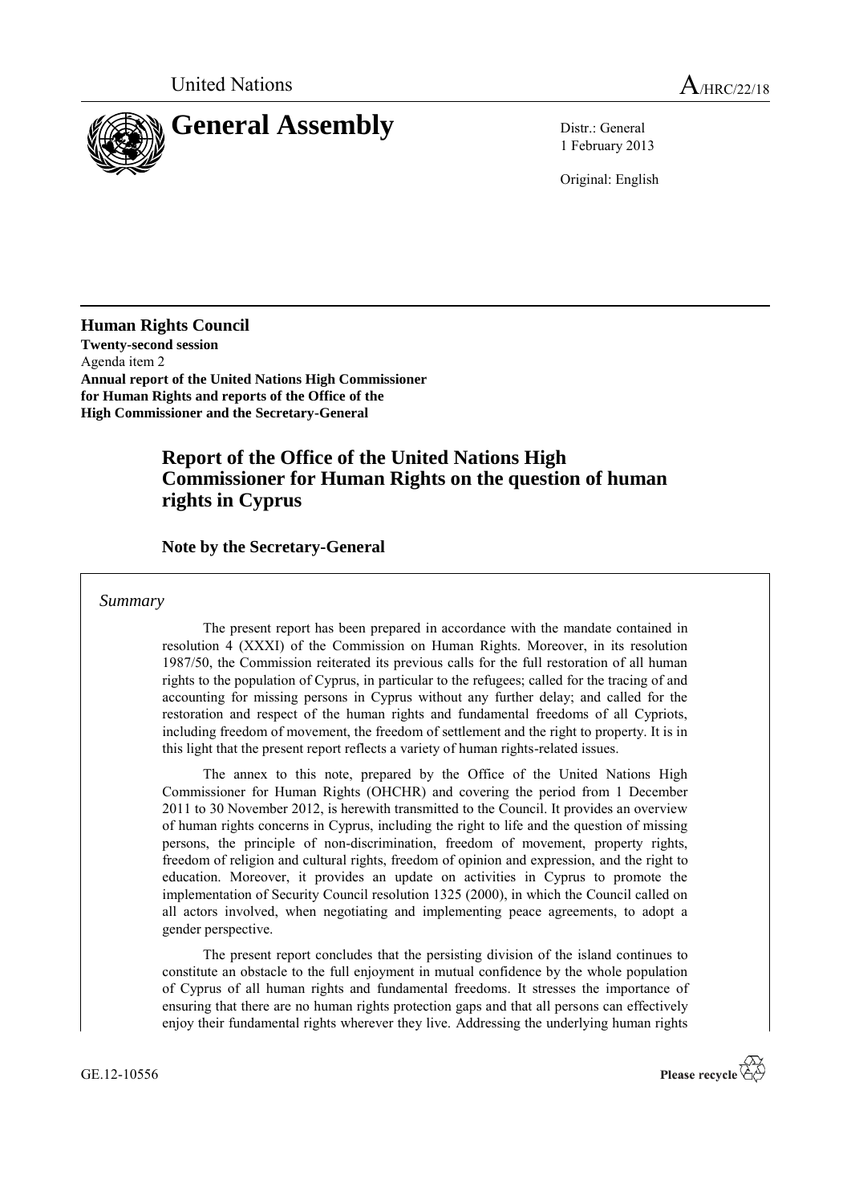United Nations

# General Assembly

A/HRC/22/18

Distr.: General
1 February 2013

Original: English

**Human Rights Council**
**Twenty-second session**
Agenda item 2
**Annual report of the United Nations High Commissioner for Human Rights and reports of the Office of the High Commissioner and the Secretary-General**

## Report of the Office of the United Nations High Commissioner for Human Rights on the question of human rights in Cyprus

### Note by the Secretary-General

*Summary*

The present report has been prepared in accordance with the mandate contained in resolution 4 (XXXI) of the Commission on Human Rights. Moreover, in its resolution 1987/50, the Commission reiterated its previous calls for the full restoration of all human rights to the population of Cyprus, in particular to the refugees; called for the tracing of and accounting for missing persons in Cyprus without any further delay; and called for the restoration and respect of the human rights and fundamental freedoms of all Cypriots, including freedom of movement, the freedom of settlement and the right to property. It is in this light that the present report reflects a variety of human rights-related issues.

The annex to this note, prepared by the Office of the United Nations High Commissioner for Human Rights (OHCHR) and covering the period from 1 December 2011 to 30 November 2012, is herewith transmitted to the Council. It provides an overview of human rights concerns in Cyprus, including the right to life and the question of missing persons, the principle of non-discrimination, freedom of movement, property rights, freedom of religion and cultural rights, freedom of opinion and expression, and the right to education. Moreover, it provides an update on activities in Cyprus to promote the implementation of Security Council resolution 1325 (2000), in which the Council called on all actors involved, when negotiating and implementing peace agreements, to adopt a gender perspective.

The present report concludes that the persisting division of the island continues to constitute an obstacle to the full enjoyment in mutual confidence by the whole population of Cyprus of all human rights and fundamental freedoms. It stresses the importance of ensuring that there are no human rights protection gaps and that all persons can effectively enjoy their fundamental rights wherever they live. Addressing the underlying human rights

GE.12-10556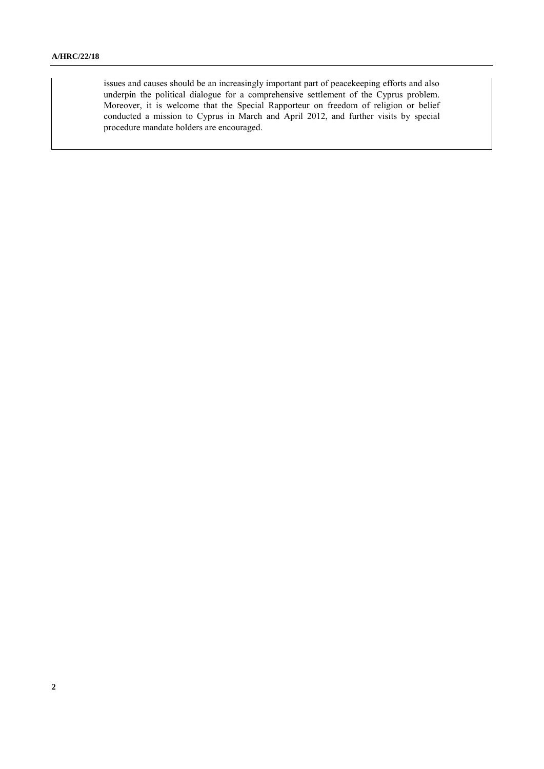issues and causes should be an increasingly important part of peacekeeping efforts and also underpin the political dialogue for a comprehensive settlement of the Cyprus problem. Moreover, it is welcome that the Special Rapporteur on freedom of religion or belief conducted a mission to Cyprus in March and April 2012, and further visits by special procedure mandate holders are encouraged.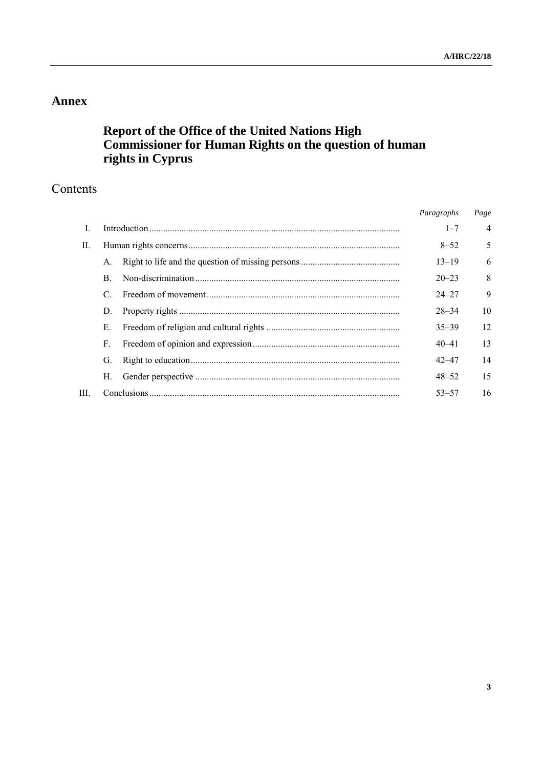# Annex

## Report of the Office of the United Nations High Commissioner for Human Rights on the question of human rights in Cyprus

## Contents

| | | | *Paragraphs* | *Page* |
|---|---|---|---|---|
| I. | Introduction | | 1–7 | 4 |
| II. | Human rights concerns | | 8–52 | 5 |
| | A. | Right to life and the question of missing persons | 13–19 | 6 |
| | B. | Non-discrimination | 20–23 | 8 |
| | C. | Freedom of movement | 24–27 | 9 |
| | D. | Property rights | 28–34 | 10 |
| | E. | Freedom of religion and cultural rights | 35–39 | 12 |
| | F. | Freedom of opinion and expression | 40–41 | 13 |
| | G. | Right to education | 42–47 | 14 |
| | H. | Gender perspective | 48–52 | 15 |
| III. | Conclusions | | 53–57 | 16 |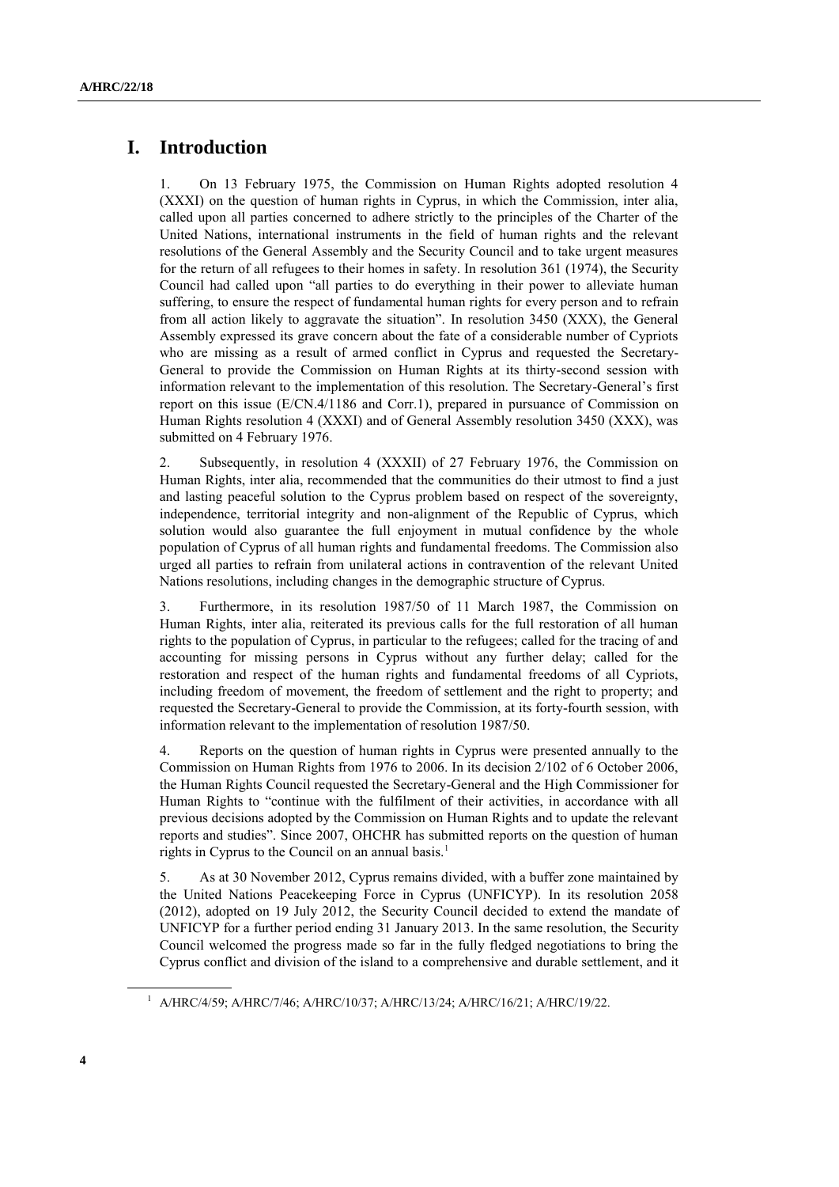# I. Introduction

1. On 13 February 1975, the Commission on Human Rights adopted resolution 4 (XXXI) on the question of human rights in Cyprus, in which the Commission, inter alia, called upon all parties concerned to adhere strictly to the principles of the Charter of the United Nations, international instruments in the field of human rights and the relevant resolutions of the General Assembly and the Security Council and to take urgent measures for the return of all refugees to their homes in safety. In resolution 361 (1974), the Security Council had called upon "all parties to do everything in their power to alleviate human suffering, to ensure the respect of fundamental human rights for every person and to refrain from all action likely to aggravate the situation". In resolution 3450 (XXX), the General Assembly expressed its grave concern about the fate of a considerable number of Cypriots who are missing as a result of armed conflict in Cyprus and requested the Secretary-General to provide the Commission on Human Rights at its thirty-second session with information relevant to the implementation of this resolution. The Secretary-General's first report on this issue (E/CN.4/1186 and Corr.1), prepared in pursuance of Commission on Human Rights resolution 4 (XXXI) and of General Assembly resolution 3450 (XXX), was submitted on 4 February 1976.

2. Subsequently, in resolution 4 (XXXII) of 27 February 1976, the Commission on Human Rights, inter alia, recommended that the communities do their utmost to find a just and lasting peaceful solution to the Cyprus problem based on respect of the sovereignty, independence, territorial integrity and non-alignment of the Republic of Cyprus, which solution would also guarantee the full enjoyment in mutual confidence by the whole population of Cyprus of all human rights and fundamental freedoms. The Commission also urged all parties to refrain from unilateral actions in contravention of the relevant United Nations resolutions, including changes in the demographic structure of Cyprus.

3. Furthermore, in its resolution 1987/50 of 11 March 1987, the Commission on Human Rights, inter alia, reiterated its previous calls for the full restoration of all human rights to the population of Cyprus, in particular to the refugees; called for the tracing of and accounting for missing persons in Cyprus without any further delay; called for the restoration and respect of the human rights and fundamental freedoms of all Cypriots, including freedom of movement, the freedom of settlement and the right to property; and requested the Secretary-General to provide the Commission, at its forty-fourth session, with information relevant to the implementation of resolution 1987/50.

4. Reports on the question of human rights in Cyprus were presented annually to the Commission on Human Rights from 1976 to 2006. In its decision 2/102 of 6 October 2006, the Human Rights Council requested the Secretary-General and the High Commissioner for Human Rights to "continue with the fulfilment of their activities, in accordance with all previous decisions adopted by the Commission on Human Rights and to update the relevant reports and studies". Since 2007, OHCHR has submitted reports on the question of human rights in Cyprus to the Council on an annual basis.[1]

5. As at 30 November 2012, Cyprus remains divided, with a buffer zone maintained by the United Nations Peacekeeping Force in Cyprus (UNFICYP). In its resolution 2058 (2012), adopted on 19 July 2012, the Security Council decided to extend the mandate of UNFICYP for a further period ending 31 January 2013. In the same resolution, the Security Council welcomed the progress made so far in the fully fledged negotiations to bring the Cyprus conflict and division of the island to a comprehensive and durable settlement, and it

[1] A/HRC/4/59; A/HRC/7/46; A/HRC/10/37; A/HRC/13/24; A/HRC/16/21; A/HRC/19/22.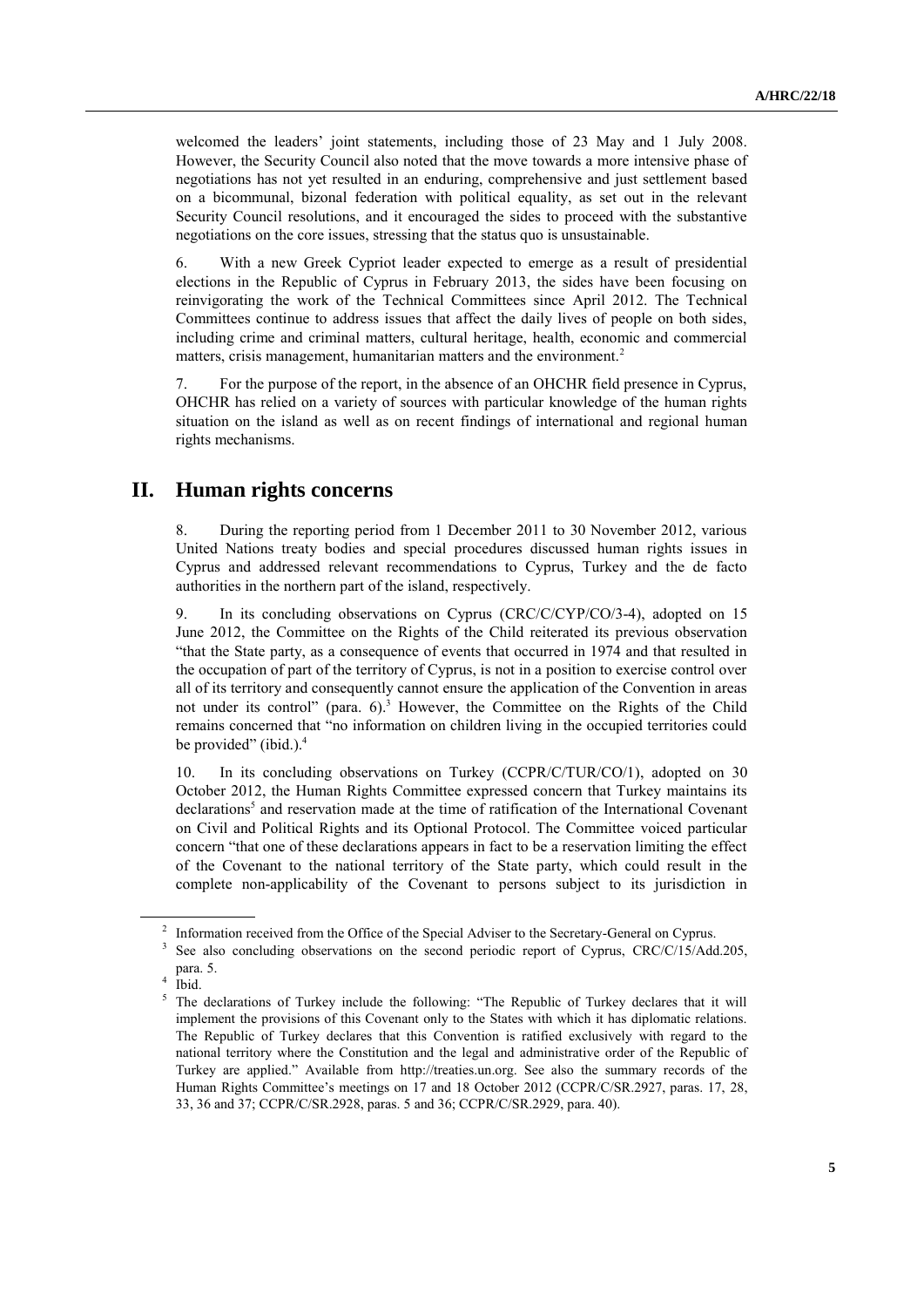welcomed the leaders' joint statements, including those of 23 May and 1 July 2008. However, the Security Council also noted that the move towards a more intensive phase of negotiations has not yet resulted in an enduring, comprehensive and just settlement based on a bicommunal, bizonal federation with political equality, as set out in the relevant Security Council resolutions, and it encouraged the sides to proceed with the substantive negotiations on the core issues, stressing that the status quo is unsustainable.

6. With a new Greek Cypriot leader expected to emerge as a result of presidential elections in the Republic of Cyprus in February 2013, the sides have been focusing on reinvigorating the work of the Technical Committees since April 2012. The Technical Committees continue to address issues that affect the daily lives of people on both sides, including crime and criminal matters, cultural heritage, health, economic and commercial matters, crisis management, humanitarian matters and the environment.[2]

7. For the purpose of the report, in the absence of an OHCHR field presence in Cyprus, OHCHR has relied on a variety of sources with particular knowledge of the human rights situation on the island as well as on recent findings of international and regional human rights mechanisms.

## II. Human rights concerns

8. During the reporting period from 1 December 2011 to 30 November 2012, various United Nations treaty bodies and special procedures discussed human rights issues in Cyprus and addressed relevant recommendations to Cyprus, Turkey and the de facto authorities in the northern part of the island, respectively.

9. In its concluding observations on Cyprus (CRC/C/CYP/CO/3-4), adopted on 15 June 2012, the Committee on the Rights of the Child reiterated its previous observation "that the State party, as a consequence of events that occurred in 1974 and that resulted in the occupation of part of the territory of Cyprus, is not in a position to exercise control over all of its territory and consequently cannot ensure the application of the Convention in areas not under its control" (para. 6).[3] However, the Committee on the Rights of the Child remains concerned that "no information on children living in the occupied territories could be provided" (ibid.).[4]

10. In its concluding observations on Turkey (CCPR/C/TUR/CO/1), adopted on 30 October 2012, the Human Rights Committee expressed concern that Turkey maintains its declarations[5] and reservation made at the time of ratification of the International Covenant on Civil and Political Rights and its Optional Protocol. The Committee voiced particular concern "that one of these declarations appears in fact to be a reservation limiting the effect of the Covenant to the national territory of the State party, which could result in the complete non-applicability of the Covenant to persons subject to its jurisdiction in

---

[2] Information received from the Office of the Special Adviser to the Secretary-General on Cyprus.

[3] See also concluding observations on the second periodic report of Cyprus, CRC/C/15/Add.205, para. 5.

[4] Ibid.

[5] The declarations of Turkey include the following: "The Republic of Turkey declares that it will implement the provisions of this Covenant only to the States with which it has diplomatic relations. The Republic of Turkey declares that this Convention is ratified exclusively with regard to the national territory where the Constitution and the legal and administrative order of the Republic of Turkey are applied." Available from http://treaties.un.org. See also the summary records of the Human Rights Committee's meetings on 17 and 18 October 2012 (CCPR/C/SR.2927, paras. 17, 28, 33, 36 and 37; CCPR/C/SR.2928, paras. 5 and 36; CCPR/C/SR.2929, para. 40).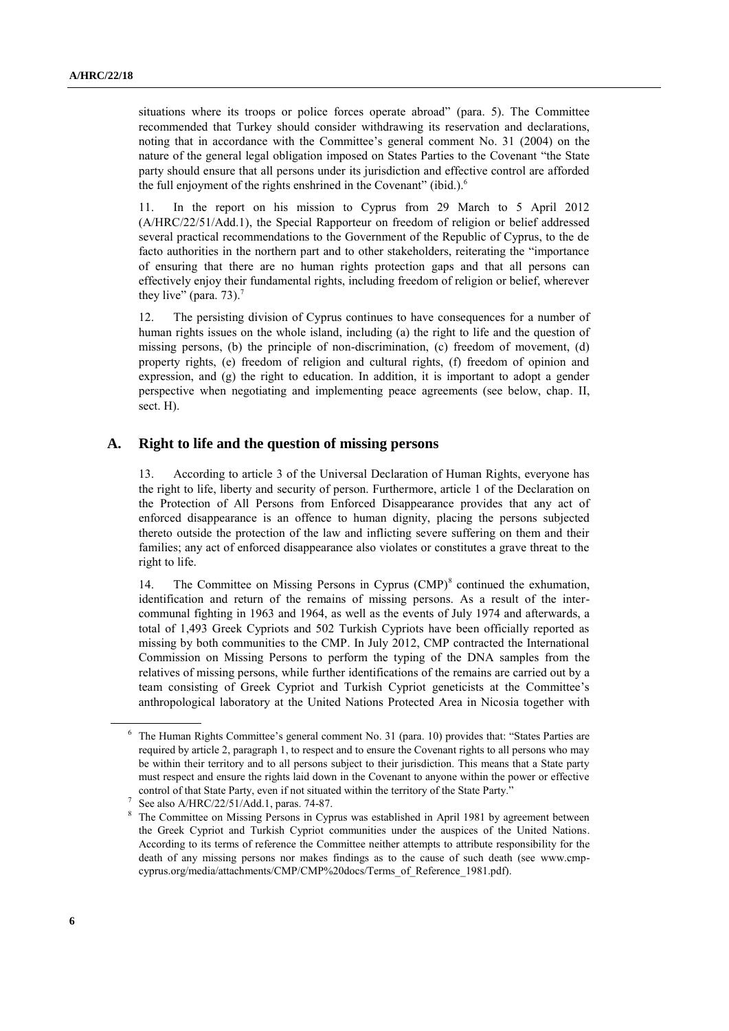situations where its troops or police forces operate abroad" (para. 5). The Committee recommended that Turkey should consider withdrawing its reservation and declarations, noting that in accordance with the Committee's general comment No. 31 (2004) on the nature of the general legal obligation imposed on States Parties to the Covenant "the State party should ensure that all persons under its jurisdiction and effective control are afforded the full enjoyment of the rights enshrined in the Covenant" (ibid.).[6]

11. In the report on his mission to Cyprus from 29 March to 5 April 2012 (A/HRC/22/51/Add.1), the Special Rapporteur on freedom of religion or belief addressed several practical recommendations to the Government of the Republic of Cyprus, to the de facto authorities in the northern part and to other stakeholders, reiterating the "importance of ensuring that there are no human rights protection gaps and that all persons can effectively enjoy their fundamental rights, including freedom of religion or belief, wherever they live" (para. 73).[7]

12. The persisting division of Cyprus continues to have consequences for a number of human rights issues on the whole island, including (a) the right to life and the question of missing persons, (b) the principle of non-discrimination, (c) freedom of movement, (d) property rights, (e) freedom of religion and cultural rights, (f) freedom of opinion and expression, and (g) the right to education. In addition, it is important to adopt a gender perspective when negotiating and implementing peace agreements (see below, chap. II, sect. H).

## A. Right to life and the question of missing persons

13. According to article 3 of the Universal Declaration of Human Rights, everyone has the right to life, liberty and security of person. Furthermore, article 1 of the Declaration on the Protection of All Persons from Enforced Disappearance provides that any act of enforced disappearance is an offence to human dignity, placing the persons subjected thereto outside the protection of the law and inflicting severe suffering on them and their families; any act of enforced disappearance also violates or constitutes a grave threat to the right to life.

14. The Committee on Missing Persons in Cyprus (CMP)[8] continued the exhumation, identification and return of the remains of missing persons. As a result of the inter-communal fighting in 1963 and 1964, as well as the events of July 1974 and afterwards, a total of 1,493 Greek Cypriots and 502 Turkish Cypriots have been officially reported as missing by both communities to the CMP. In July 2012, CMP contracted the International Commission on Missing Persons to perform the typing of the DNA samples from the relatives of missing persons, while further identifications of the remains are carried out by a team consisting of Greek Cypriot and Turkish Cypriot geneticists at the Committee's anthropological laboratory at the United Nations Protected Area in Nicosia together with

---

[6] The Human Rights Committee's general comment No. 31 (para. 10) provides that: "States Parties are required by article 2, paragraph 1, to respect and to ensure the Covenant rights to all persons who may be within their territory and to all persons subject to their jurisdiction. This means that a State party must respect and ensure the rights laid down in the Covenant to anyone within the power or effective control of that State Party, even if not situated within the territory of the State Party."

[7] See also A/HRC/22/51/Add.1, paras. 74-87.

[8] The Committee on Missing Persons in Cyprus was established in April 1981 by agreement between the Greek Cypriot and Turkish Cypriot communities under the auspices of the United Nations. According to its terms of reference the Committee neither attempts to attribute responsibility for the death of any missing persons nor makes findings as to the cause of such death (see www.cmp-cyprus.org/media/attachments/CMP/CMP%20docs/Terms_of_Reference_1981.pdf).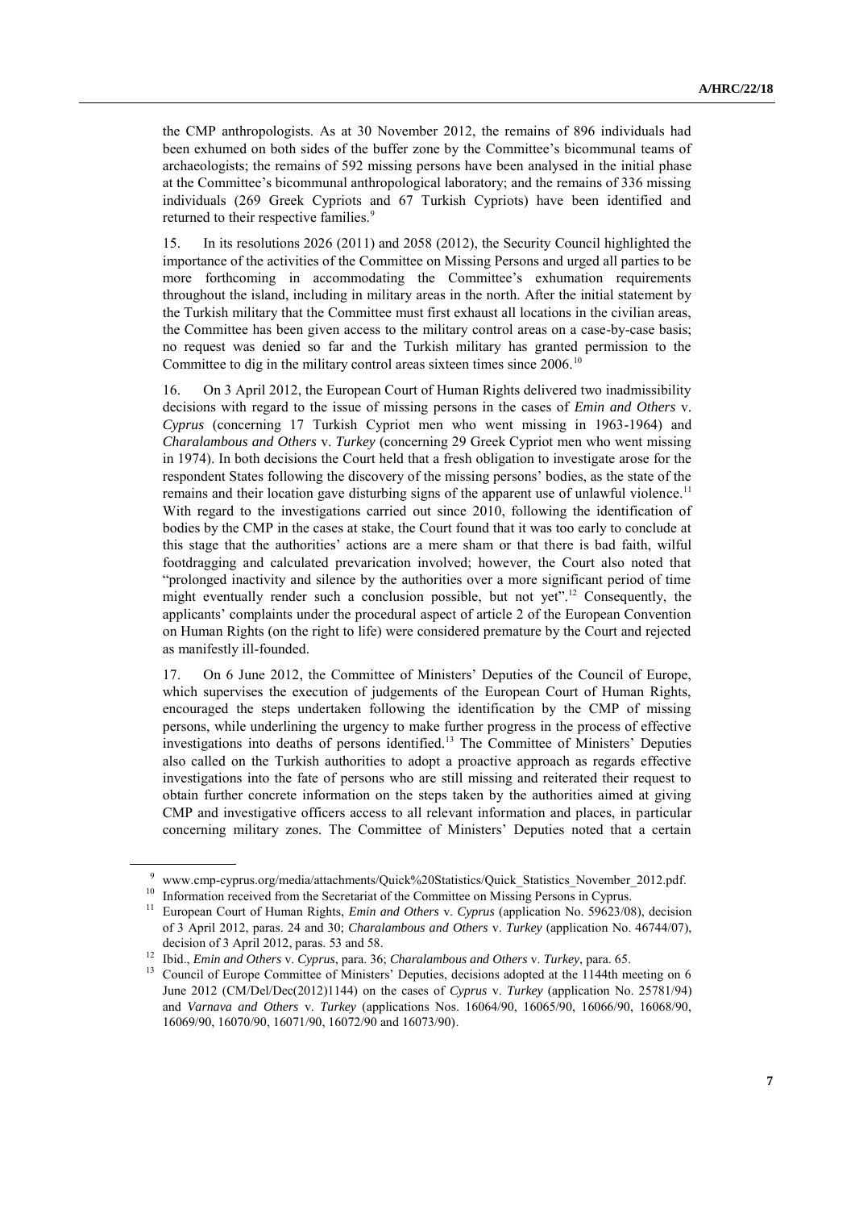the CMP anthropologists. As at 30 November 2012, the remains of 896 individuals had been exhumed on both sides of the buffer zone by the Committee's bicommunal teams of archaeologists; the remains of 592 missing persons have been analysed in the initial phase at the Committee's bicommunal anthropological laboratory; and the remains of 336 missing individuals (269 Greek Cypriots and 67 Turkish Cypriots) have been identified and returned to their respective families.[9]

15. In its resolutions 2026 (2011) and 2058 (2012), the Security Council highlighted the importance of the activities of the Committee on Missing Persons and urged all parties to be more forthcoming in accommodating the Committee's exhumation requirements throughout the island, including in military areas in the north. After the initial statement by the Turkish military that the Committee must first exhaust all locations in the civilian areas, the Committee has been given access to the military control areas on a case-by-case basis; no request was denied so far and the Turkish military has granted permission to the Committee to dig in the military control areas sixteen times since 2006.[10]

16. On 3 April 2012, the European Court of Human Rights delivered two inadmissibility decisions with regard to the issue of missing persons in the cases of *Emin and Others* v. *Cyprus* (concerning 17 Turkish Cypriot men who went missing in 1963-1964) and *Charalambous and Others* v. *Turkey* (concerning 29 Greek Cypriot men who went missing in 1974). In both decisions the Court held that a fresh obligation to investigate arose for the respondent States following the discovery of the missing persons' bodies, as the state of the remains and their location gave disturbing signs of the apparent use of unlawful violence.[11] With regard to the investigations carried out since 2010, following the identification of bodies by the CMP in the cases at stake, the Court found that it was too early to conclude at this stage that the authorities' actions are a mere sham or that there is bad faith, wilful footdragging and calculated prevarication involved; however, the Court also noted that "prolonged inactivity and silence by the authorities over a more significant period of time might eventually render such a conclusion possible, but not yet".[12] Consequently, the applicants' complaints under the procedural aspect of article 2 of the European Convention on Human Rights (on the right to life) were considered premature by the Court and rejected as manifestly ill-founded.

17. On 6 June 2012, the Committee of Ministers' Deputies of the Council of Europe, which supervises the execution of judgements of the European Court of Human Rights, encouraged the steps undertaken following the identification by the CMP of missing persons, while underlining the urgency to make further progress in the process of effective investigations into deaths of persons identified.[13] The Committee of Ministers' Deputies also called on the Turkish authorities to adopt a proactive approach as regards effective investigations into the fate of persons who are still missing and reiterated their request to obtain further concrete information on the steps taken by the authorities aimed at giving CMP and investigative officers access to all relevant information and places, in particular concerning military zones. The Committee of Ministers' Deputies noted that a certain

---

[9] www.cmp-cyprus.org/media/attachments/Quick%20Statistics/Quick_Statistics_November_2012.pdf.

[10] Information received from the Secretariat of the Committee on Missing Persons in Cyprus.

[11] European Court of Human Rights, *Emin and Others* v. *Cyprus* (application No. 59623/08), decision of 3 April 2012, paras. 24 and 30; *Charalambous and Others* v. *Turkey* (application No. 46744/07), decision of 3 April 2012, paras. 53 and 58.

[12] Ibid., *Emin and Others* v. *Cyprus*, para. 36; *Charalambous and Others* v. *Turkey*, para. 65.

[13] Council of Europe Committee of Ministers' Deputies, decisions adopted at the 1144th meeting on 6 June 2012 (CM/Del/Dec(2012)1144) on the cases of *Cyprus* v. *Turkey* (application No. 25781/94) and *Varnava and Others* v. *Turkey* (applications Nos. 16064/90, 16065/90, 16066/90, 16068/90, 16069/90, 16070/90, 16071/90, 16072/90 and 16073/90).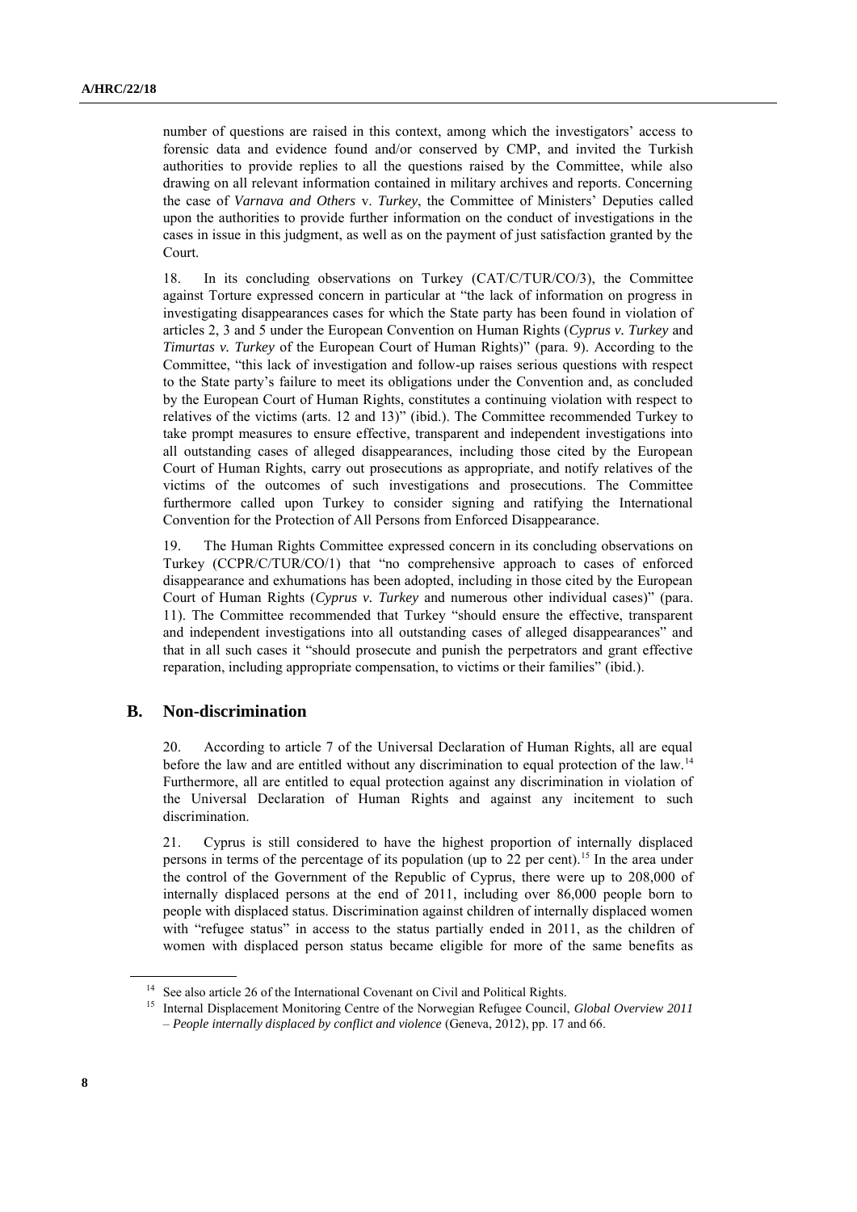number of questions are raised in this context, among which the investigators' access to forensic data and evidence found and/or conserved by CMP, and invited the Turkish authorities to provide replies to all the questions raised by the Committee, while also drawing on all relevant information contained in military archives and reports. Concerning the case of *Varnava and Others* v. *Turkey*, the Committee of Ministers' Deputies called upon the authorities to provide further information on the conduct of investigations in the cases in issue in this judgment, as well as on the payment of just satisfaction granted by the Court.

18. In its concluding observations on Turkey (CAT/C/TUR/CO/3), the Committee against Torture expressed concern in particular at "the lack of information on progress in investigating disappearances cases for which the State party has been found in violation of articles 2, 3 and 5 under the European Convention on Human Rights (*Cyprus v. Turkey* and *Timurtas v. Turkey* of the European Court of Human Rights)" (para. 9). According to the Committee, "this lack of investigation and follow-up raises serious questions with respect to the State party's failure to meet its obligations under the Convention and, as concluded by the European Court of Human Rights, constitutes a continuing violation with respect to relatives of the victims (arts. 12 and 13)" (ibid.). The Committee recommended Turkey to take prompt measures to ensure effective, transparent and independent investigations into all outstanding cases of alleged disappearances, including those cited by the European Court of Human Rights, carry out prosecutions as appropriate, and notify relatives of the victims of the outcomes of such investigations and prosecutions. The Committee furthermore called upon Turkey to consider signing and ratifying the International Convention for the Protection of All Persons from Enforced Disappearance.

19. The Human Rights Committee expressed concern in its concluding observations on Turkey (CCPR/C/TUR/CO/1) that "no comprehensive approach to cases of enforced disappearance and exhumations has been adopted, including in those cited by the European Court of Human Rights (*Cyprus v. Turkey* and numerous other individual cases)" (para. 11). The Committee recommended that Turkey "should ensure the effective, transparent and independent investigations into all outstanding cases of alleged disappearances" and that in all such cases it "should prosecute and punish the perpetrators and grant effective reparation, including appropriate compensation, to victims or their families" (ibid.).

## B. Non-discrimination

20. According to article 7 of the Universal Declaration of Human Rights, all are equal before the law and are entitled without any discrimination to equal protection of the law.[14] Furthermore, all are entitled to equal protection against any discrimination in violation of the Universal Declaration of Human Rights and against any incitement to such discrimination.

21. Cyprus is still considered to have the highest proportion of internally displaced persons in terms of the percentage of its population (up to 22 per cent).[15] In the area under the control of the Government of the Republic of Cyprus, there were up to 208,000 of internally displaced persons at the end of 2011, including over 86,000 people born to people with displaced status. Discrimination against children of internally displaced women with "refugee status" in access to the status partially ended in 2011, as the children of women with displaced person status became eligible for more of the same benefits as

---

[14] See also article 26 of the International Covenant on Civil and Political Rights.

[15] Internal Displacement Monitoring Centre of the Norwegian Refugee Council, *Global Overview 2011 – People internally displaced by conflict and violence* (Geneva, 2012), pp. 17 and 66.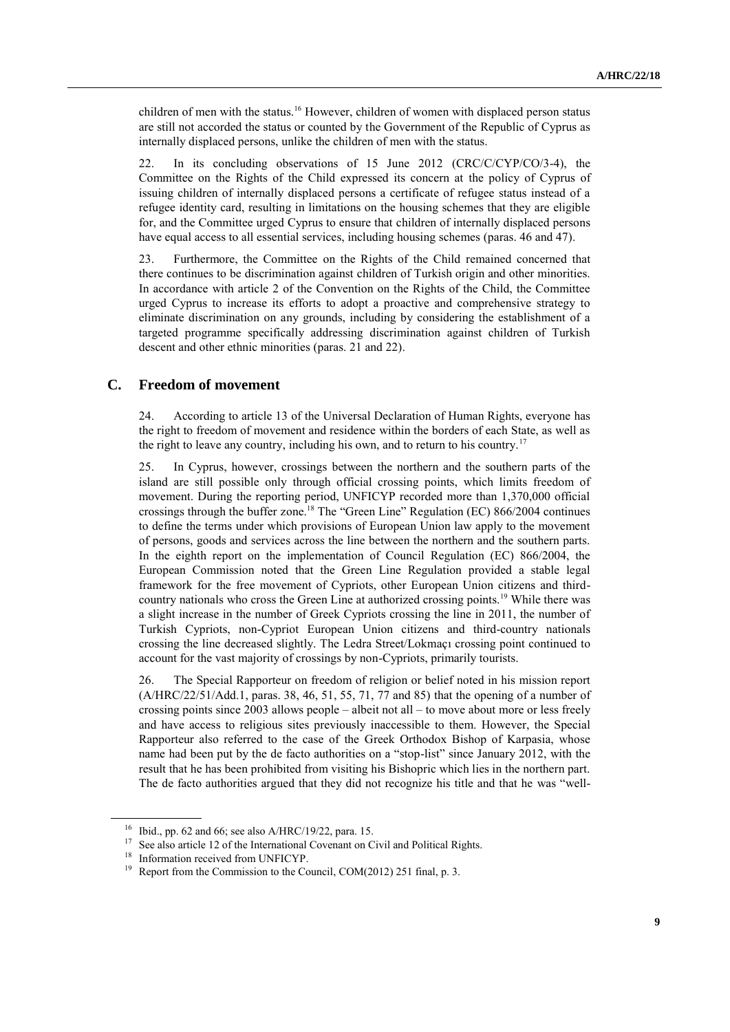children of men with the status.[16] However, children of women with displaced person status are still not accorded the status or counted by the Government of the Republic of Cyprus as internally displaced persons, unlike the children of men with the status.

22. In its concluding observations of 15 June 2012 (CRC/C/CYP/CO/3-4), the Committee on the Rights of the Child expressed its concern at the policy of Cyprus of issuing children of internally displaced persons a certificate of refugee status instead of a refugee identity card, resulting in limitations on the housing schemes that they are eligible for, and the Committee urged Cyprus to ensure that children of internally displaced persons have equal access to all essential services, including housing schemes (paras. 46 and 47).

23. Furthermore, the Committee on the Rights of the Child remained concerned that there continues to be discrimination against children of Turkish origin and other minorities. In accordance with article 2 of the Convention on the Rights of the Child, the Committee urged Cyprus to increase its efforts to adopt a proactive and comprehensive strategy to eliminate discrimination on any grounds, including by considering the establishment of a targeted programme specifically addressing discrimination against children of Turkish descent and other ethnic minorities (paras. 21 and 22).

## C. Freedom of movement

24. According to article 13 of the Universal Declaration of Human Rights, everyone has the right to freedom of movement and residence within the borders of each State, as well as the right to leave any country, including his own, and to return to his country.[17]

25. In Cyprus, however, crossings between the northern and the southern parts of the island are still possible only through official crossing points, which limits freedom of movement. During the reporting period, UNFICYP recorded more than 1,370,000 official crossings through the buffer zone.[18] The "Green Line" Regulation (EC) 866/2004 continues to define the terms under which provisions of European Union law apply to the movement of persons, goods and services across the line between the northern and the southern parts. In the eighth report on the implementation of Council Regulation (EC) 866/2004, the European Commission noted that the Green Line Regulation provided a stable legal framework for the free movement of Cypriots, other European Union citizens and third-country nationals who cross the Green Line at authorized crossing points.[19] While there was a slight increase in the number of Greek Cypriots crossing the line in 2011, the number of Turkish Cypriots, non-Cypriot European Union citizens and third-country nationals crossing the line decreased slightly. The Ledra Street/Lokmaçı crossing point continued to account for the vast majority of crossings by non-Cypriots, primarily tourists.

26. The Special Rapporteur on freedom of religion or belief noted in his mission report (A/HRC/22/51/Add.1, paras. 38, 46, 51, 55, 71, 77 and 85) that the opening of a number of crossing points since 2003 allows people – albeit not all – to move about more or less freely and have access to religious sites previously inaccessible to them. However, the Special Rapporteur also referred to the case of the Greek Orthodox Bishop of Karpasia, whose name had been put by the de facto authorities on a "stop-list" since January 2012, with the result that he has been prohibited from visiting his Bishopric which lies in the northern part. The de facto authorities argued that they did not recognize his title and that he was "well-

---

[16] Ibid., pp. 62 and 66; see also A/HRC/19/22, para. 15.

[17] See also article 12 of the International Covenant on Civil and Political Rights.

[18] Information received from UNFICYP.

[19] Report from the Commission to the Council, COM(2012) 251 final, p. 3.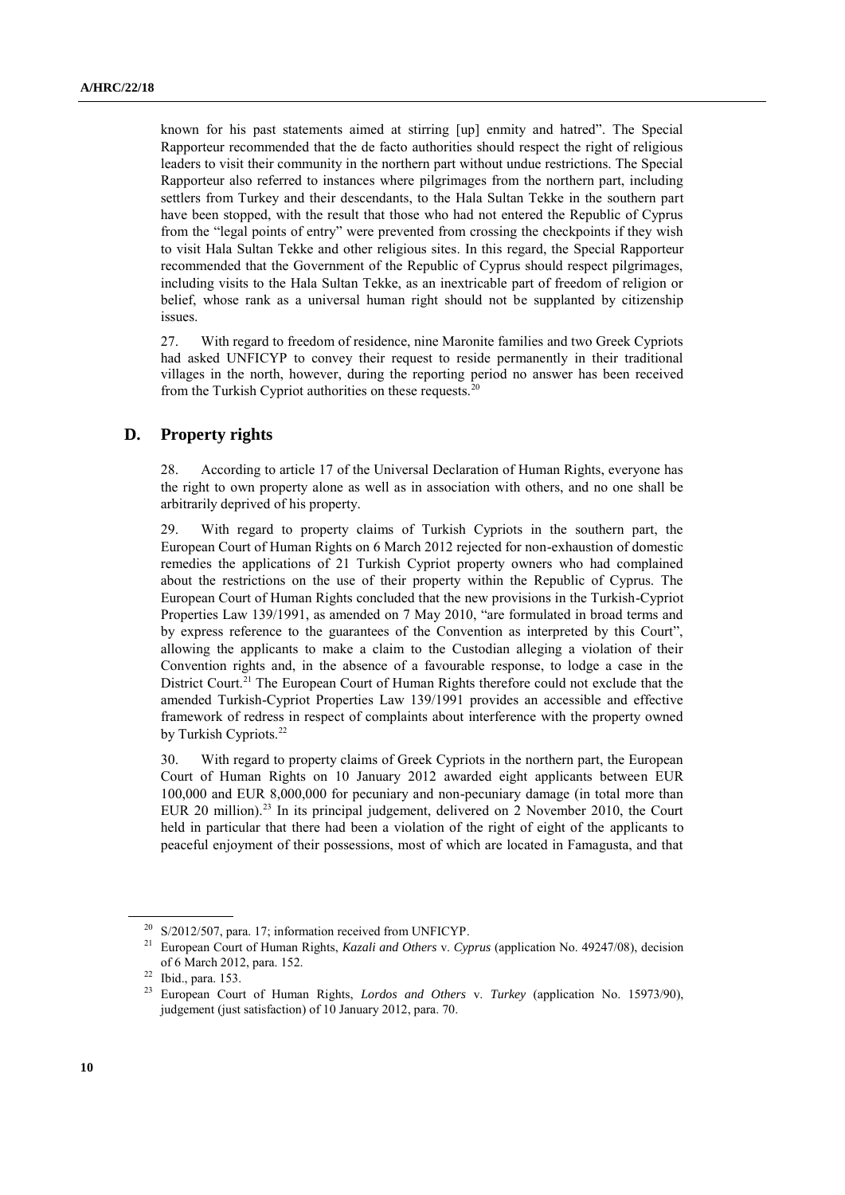known for his past statements aimed at stirring [up] enmity and hatred". The Special Rapporteur recommended that the de facto authorities should respect the right of religious leaders to visit their community in the northern part without undue restrictions. The Special Rapporteur also referred to instances where pilgrimages from the northern part, including settlers from Turkey and their descendants, to the Hala Sultan Tekke in the southern part have been stopped, with the result that those who had not entered the Republic of Cyprus from the "legal points of entry" were prevented from crossing the checkpoints if they wish to visit Hala Sultan Tekke and other religious sites. In this regard, the Special Rapporteur recommended that the Government of the Republic of Cyprus should respect pilgrimages, including visits to the Hala Sultan Tekke, as an inextricable part of freedom of religion or belief, whose rank as a universal human right should not be supplanted by citizenship issues.

27. With regard to freedom of residence, nine Maronite families and two Greek Cypriots had asked UNFICYP to convey their request to reside permanently in their traditional villages in the north, however, during the reporting period no answer has been received from the Turkish Cypriot authorities on these requests.[20]

## D. Property rights

28. According to article 17 of the Universal Declaration of Human Rights, everyone has the right to own property alone as well as in association with others, and no one shall be arbitrarily deprived of his property.

29. With regard to property claims of Turkish Cypriots in the southern part, the European Court of Human Rights on 6 March 2012 rejected for non-exhaustion of domestic remedies the applications of 21 Turkish Cypriot property owners who had complained about the restrictions on the use of their property within the Republic of Cyprus. The European Court of Human Rights concluded that the new provisions in the Turkish-Cypriot Properties Law 139/1991, as amended on 7 May 2010, "are formulated in broad terms and by express reference to the guarantees of the Convention as interpreted by this Court", allowing the applicants to make a claim to the Custodian alleging a violation of their Convention rights and, in the absence of a favourable response, to lodge a case in the District Court.[21] The European Court of Human Rights therefore could not exclude that the amended Turkish-Cypriot Properties Law 139/1991 provides an accessible and effective framework of redress in respect of complaints about interference with the property owned by Turkish Cypriots.[22]

30. With regard to property claims of Greek Cypriots in the northern part, the European Court of Human Rights on 10 January 2012 awarded eight applicants between EUR 100,000 and EUR 8,000,000 for pecuniary and non-pecuniary damage (in total more than EUR 20 million).[23] In its principal judgement, delivered on 2 November 2010, the Court held in particular that there had been a violation of the right of eight of the applicants to peaceful enjoyment of their possessions, most of which are located in Famagusta, and that

---

[20] S/2012/507, para. 17; information received from UNFICYP.

[21] European Court of Human Rights, *Kazali and Others* v. *Cyprus* (application No. 49247/08), decision of 6 March 2012, para. 152.

[22] Ibid., para. 153.

[23] European Court of Human Rights, *Lordos and Others* v. *Turkey* (application No. 15973/90), judgement (just satisfaction) of 10 January 2012, para. 70.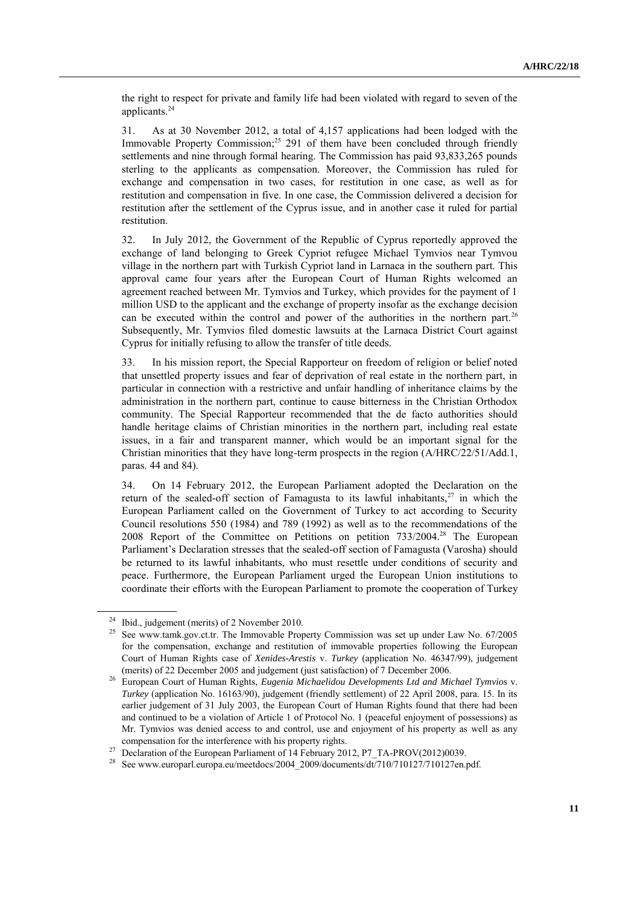the right to respect for private and family life had been violated with regard to seven of the applicants.[24]

31. As at 30 November 2012, a total of 4,157 applications had been lodged with the Immovable Property Commission;[25] 291 of them have been concluded through friendly settlements and nine through formal hearing. The Commission has paid 93,833,265 pounds sterling to the applicants as compensation. Moreover, the Commission has ruled for exchange and compensation in two cases, for restitution in one case, as well as for restitution and compensation in five. In one case, the Commission delivered a decision for restitution after the settlement of the Cyprus issue, and in another case it ruled for partial restitution.

32. In July 2012, the Government of the Republic of Cyprus reportedly approved the exchange of land belonging to Greek Cypriot refugee Michael Tymvios near Tymvou village in the northern part with Turkish Cypriot land in Larnaca in the southern part. This approval came four years after the European Court of Human Rights welcomed an agreement reached between Mr. Tymvios and Turkey, which provides for the payment of 1 million USD to the applicant and the exchange of property insofar as the exchange decision can be executed within the control and power of the authorities in the northern part.[26] Subsequently, Mr. Tymvios filed domestic lawsuits at the Larnaca District Court against Cyprus for initially refusing to allow the transfer of title deeds.

33. In his mission report, the Special Rapporteur on freedom of religion or belief noted that unsettled property issues and fear of deprivation of real estate in the northern part, in particular in connection with a restrictive and unfair handling of inheritance claims by the administration in the northern part, continue to cause bitterness in the Christian Orthodox community. The Special Rapporteur recommended that the de facto authorities should handle heritage claims of Christian minorities in the northern part, including real estate issues, in a fair and transparent manner, which would be an important signal for the Christian minorities that they have long-term prospects in the region (A/HRC/22/51/Add.1, paras. 44 and 84).

34. On 14 February 2012, the European Parliament adopted the Declaration on the return of the sealed-off section of Famagusta to its lawful inhabitants,[27] in which the European Parliament called on the Government of Turkey to act according to Security Council resolutions 550 (1984) and 789 (1992) as well as to the recommendations of the 2008 Report of the Committee on Petitions on petition 733/2004.[28] The European Parliament's Declaration stresses that the sealed-off section of Famagusta (Varosha) should be returned to its lawful inhabitants, who must resettle under conditions of security and peace. Furthermore, the European Parliament urged the European Union institutions to coordinate their efforts with the European Parliament to promote the cooperation of Turkey

---

[24] Ibid., judgement (merits) of 2 November 2010.

[25] See www.tamk.gov.ct.tr. The Immovable Property Commission was set up under Law No. 67/2005 for the compensation, exchange and restitution of immovable properties following the European Court of Human Rights case of *Xenides-Arestis* v. *Turkey* (application No. 46347/99), judgement (merits) of 22 December 2005 and judgement (just satisfaction) of 7 December 2006.

[26] European Court of Human Rights, *Eugenia Michaelidou Developments Ltd and Michael Tymvios* v. *Turkey* (application No. 16163/90), judgement (friendly settlement) of 22 April 2008, para. 15. In its earlier judgement of 31 July 2003, the European Court of Human Rights found that there had been and continued to be a violation of Article 1 of Protocol No. 1 (peaceful enjoyment of possessions) as Mr. Tymvios was denied access to and control, use and enjoyment of his property as well as any compensation for the interference with his property rights.

[27] Declaration of the European Parliament of 14 February 2012, P7_TA-PROV(2012)0039.

[28] See www.europarl.europa.eu/meetdocs/2004_2009/documents/dt/710/710127/710127en.pdf.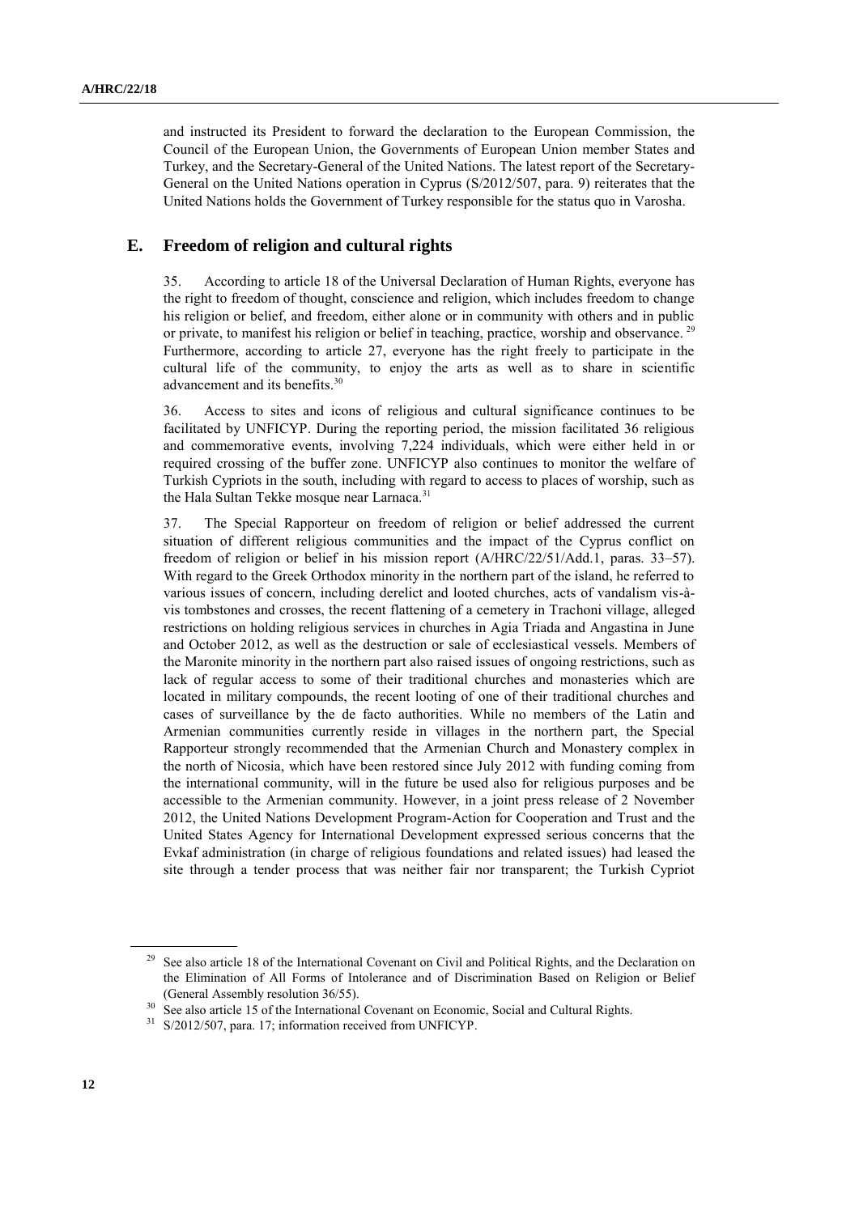and instructed its President to forward the declaration to the European Commission, the Council of the European Union, the Governments of European Union member States and Turkey, and the Secretary-General of the United Nations. The latest report of the Secretary-General on the United Nations operation in Cyprus (S/2012/507, para. 9) reiterates that the United Nations holds the Government of Turkey responsible for the status quo in Varosha.

## E. Freedom of religion and cultural rights

35. According to article 18 of the Universal Declaration of Human Rights, everyone has the right to freedom of thought, conscience and religion, which includes freedom to change his religion or belief, and freedom, either alone or in community with others and in public or private, to manifest his religion or belief in teaching, practice, worship and observance. [29] Furthermore, according to article 27, everyone has the right freely to participate in the cultural life of the community, to enjoy the arts as well as to share in scientific advancement and its benefits.[30]

36. Access to sites and icons of religious and cultural significance continues to be facilitated by UNFICYP. During the reporting period, the mission facilitated 36 religious and commemorative events, involving 7,224 individuals, which were either held in or required crossing of the buffer zone. UNFICYP also continues to monitor the welfare of Turkish Cypriots in the south, including with regard to access to places of worship, such as the Hala Sultan Tekke mosque near Larnaca.[31]

37. The Special Rapporteur on freedom of religion or belief addressed the current situation of different religious communities and the impact of the Cyprus conflict on freedom of religion or belief in his mission report (A/HRC/22/51/Add.1, paras. 33–57). With regard to the Greek Orthodox minority in the northern part of the island, he referred to various issues of concern, including derelict and looted churches, acts of vandalism vis-à-vis tombstones and crosses, the recent flattening of a cemetery in Trachoni village, alleged restrictions on holding religious services in churches in Agia Triada and Angastina in June and October 2012, as well as the destruction or sale of ecclesiastical vessels. Members of the Maronite minority in the northern part also raised issues of ongoing restrictions, such as lack of regular access to some of their traditional churches and monasteries which are located in military compounds, the recent looting of one of their traditional churches and cases of surveillance by the de facto authorities. While no members of the Latin and Armenian communities currently reside in villages in the northern part, the Special Rapporteur strongly recommended that the Armenian Church and Monastery complex in the north of Nicosia, which have been restored since July 2012 with funding coming from the international community, will in the future be used also for religious purposes and be accessible to the Armenian community. However, in a joint press release of 2 November 2012, the United Nations Development Program-Action for Cooperation and Trust and the United States Agency for International Development expressed serious concerns that the Evkaf administration (in charge of religious foundations and related issues) had leased the site through a tender process that was neither fair nor transparent; the Turkish Cypriot

---

[29] See also article 18 of the International Covenant on Civil and Political Rights, and the Declaration on the Elimination of All Forms of Intolerance and of Discrimination Based on Religion or Belief (General Assembly resolution 36/55).

[30] See also article 15 of the International Covenant on Economic, Social and Cultural Rights.

[31] S/2012/507, para. 17; information received from UNFICYP.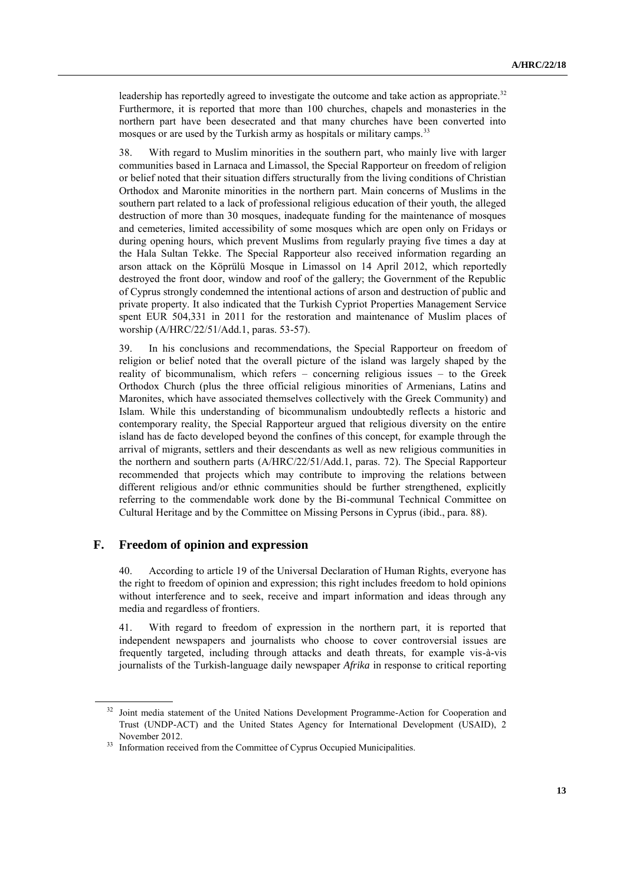leadership has reportedly agreed to investigate the outcome and take action as appropriate.[32] Furthermore, it is reported that more than 100 churches, chapels and monasteries in the northern part have been desecrated and that many churches have been converted into mosques or are used by the Turkish army as hospitals or military camps.[33]

38. With regard to Muslim minorities in the southern part, who mainly live with larger communities based in Larnaca and Limassol, the Special Rapporteur on freedom of religion or belief noted that their situation differs structurally from the living conditions of Christian Orthodox and Maronite minorities in the northern part. Main concerns of Muslims in the southern part related to a lack of professional religious education of their youth, the alleged destruction of more than 30 mosques, inadequate funding for the maintenance of mosques and cemeteries, limited accessibility of some mosques which are open only on Fridays or during opening hours, which prevent Muslims from regularly praying five times a day at the Hala Sultan Tekke. The Special Rapporteur also received information regarding an arson attack on the Köprülü Mosque in Limassol on 14 April 2012, which reportedly destroyed the front door, window and roof of the gallery; the Government of the Republic of Cyprus strongly condemned the intentional actions of arson and destruction of public and private property. It also indicated that the Turkish Cypriot Properties Management Service spent EUR 504,331 in 2011 for the restoration and maintenance of Muslim places of worship (A/HRC/22/51/Add.1, paras. 53-57).

39. In his conclusions and recommendations, the Special Rapporteur on freedom of religion or belief noted that the overall picture of the island was largely shaped by the reality of bicommunalism, which refers – concerning religious issues – to the Greek Orthodox Church (plus the three official religious minorities of Armenians, Latins and Maronites, which have associated themselves collectively with the Greek Community) and Islam. While this understanding of bicommunalism undoubtedly reflects a historic and contemporary reality, the Special Rapporteur argued that religious diversity on the entire island has de facto developed beyond the confines of this concept, for example through the arrival of migrants, settlers and their descendants as well as new religious communities in the northern and southern parts (A/HRC/22/51/Add.1, paras. 72). The Special Rapporteur recommended that projects which may contribute to improving the relations between different religious and/or ethnic communities should be further strengthened, explicitly referring to the commendable work done by the Bi-communal Technical Committee on Cultural Heritage and by the Committee on Missing Persons in Cyprus (ibid., para. 88).

## F. Freedom of opinion and expression

40. According to article 19 of the Universal Declaration of Human Rights, everyone has the right to freedom of opinion and expression; this right includes freedom to hold opinions without interference and to seek, receive and impart information and ideas through any media and regardless of frontiers.

41. With regard to freedom of expression in the northern part, it is reported that independent newspapers and journalists who choose to cover controversial issues are frequently targeted, including through attacks and death threats, for example vis-à-vis journalists of the Turkish-language daily newspaper *Afrika* in response to critical reporting

---

[32] Joint media statement of the United Nations Development Programme-Action for Cooperation and Trust (UNDP-ACT) and the United States Agency for International Development (USAID), 2 November 2012.

[33] Information received from the Committee of Cyprus Occupied Municipalities.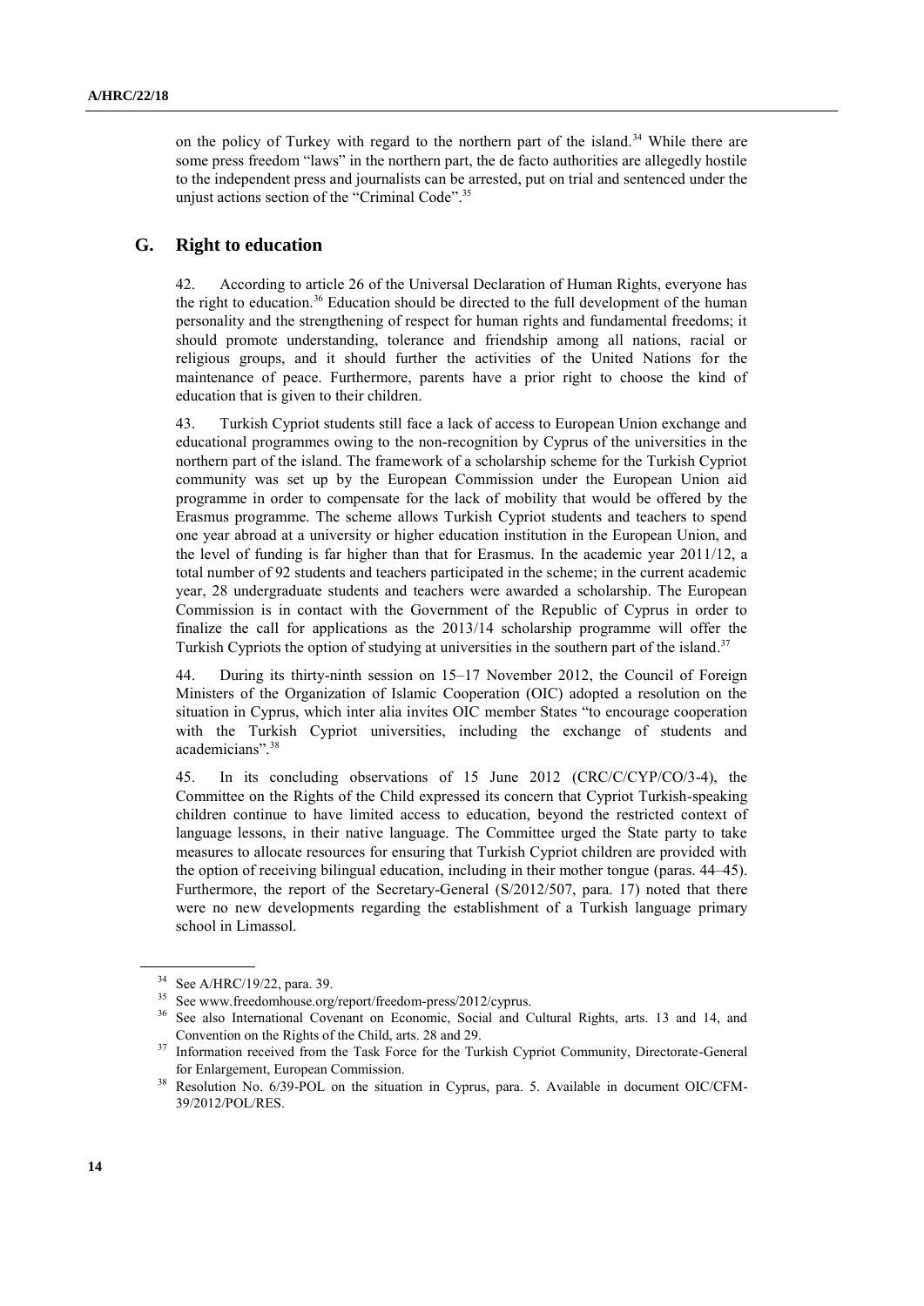on the policy of Turkey with regard to the northern part of the island.[34] While there are some press freedom "laws" in the northern part, the de facto authorities are allegedly hostile to the independent press and journalists can be arrested, put on trial and sentenced under the unjust actions section of the "Criminal Code".[35]

## G. Right to education

42. According to article 26 of the Universal Declaration of Human Rights, everyone has the right to education.[36] Education should be directed to the full development of the human personality and the strengthening of respect for human rights and fundamental freedoms; it should promote understanding, tolerance and friendship among all nations, racial or religious groups, and it should further the activities of the United Nations for the maintenance of peace. Furthermore, parents have a prior right to choose the kind of education that is given to their children.

43. Turkish Cypriot students still face a lack of access to European Union exchange and educational programmes owing to the non-recognition by Cyprus of the universities in the northern part of the island. The framework of a scholarship scheme for the Turkish Cypriot community was set up by the European Commission under the European Union aid programme in order to compensate for the lack of mobility that would be offered by the Erasmus programme. The scheme allows Turkish Cypriot students and teachers to spend one year abroad at a university or higher education institution in the European Union, and the level of funding is far higher than that for Erasmus. In the academic year 2011/12, a total number of 92 students and teachers participated in the scheme; in the current academic year, 28 undergraduate students and teachers were awarded a scholarship. The European Commission is in contact with the Government of the Republic of Cyprus in order to finalize the call for applications as the 2013/14 scholarship programme will offer the Turkish Cypriots the option of studying at universities in the southern part of the island.[37]

44. During its thirty-ninth session on 15–17 November 2012, the Council of Foreign Ministers of the Organization of Islamic Cooperation (OIC) adopted a resolution on the situation in Cyprus, which inter alia invites OIC member States "to encourage cooperation with the Turkish Cypriot universities, including the exchange of students and academicians".[38]

45. In its concluding observations of 15 June 2012 (CRC/C/CYP/CO/3-4), the Committee on the Rights of the Child expressed its concern that Cypriot Turkish-speaking children continue to have limited access to education, beyond the restricted context of language lessons, in their native language. The Committee urged the State party to take measures to allocate resources for ensuring that Turkish Cypriot children are provided with the option of receiving bilingual education, including in their mother tongue (paras. 44–45). Furthermore, the report of the Secretary-General (S/2012/507, para. 17) noted that there were no new developments regarding the establishment of a Turkish language primary school in Limassol.

---

[34] See A/HRC/19/22, para. 39.

[35] See www.freedomhouse.org/report/freedom-press/2012/cyprus.

[36] See also International Covenant on Economic, Social and Cultural Rights, arts. 13 and 14, and Convention on the Rights of the Child, arts. 28 and 29.

[37] Information received from the Task Force for the Turkish Cypriot Community, Directorate-General for Enlargement, European Commission.

[38] Resolution No. 6/39-POL on the situation in Cyprus, para. 5. Available in document OIC/CFM-39/2012/POL/RES.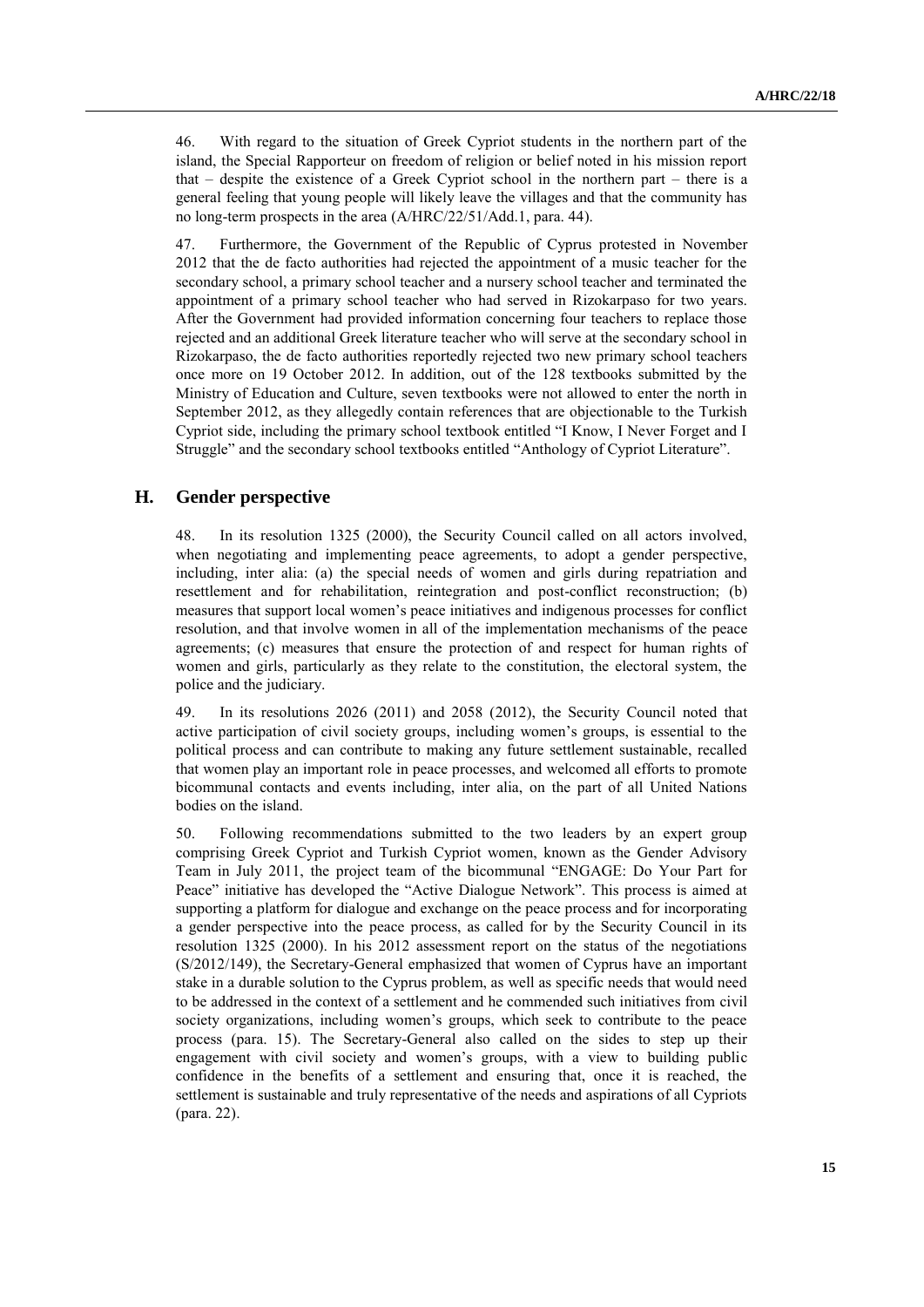46. With regard to the situation of Greek Cypriot students in the northern part of the island, the Special Rapporteur on freedom of religion or belief noted in his mission report that – despite the existence of a Greek Cypriot school in the northern part – there is a general feeling that young people will likely leave the villages and that the community has no long-term prospects in the area (A/HRC/22/51/Add.1, para. 44).

47. Furthermore, the Government of the Republic of Cyprus protested in November 2012 that the de facto authorities had rejected the appointment of a music teacher for the secondary school, a primary school teacher and a nursery school teacher and terminated the appointment of a primary school teacher who had served in Rizokarpaso for two years. After the Government had provided information concerning four teachers to replace those rejected and an additional Greek literature teacher who will serve at the secondary school in Rizokarpaso, the de facto authorities reportedly rejected two new primary school teachers once more on 19 October 2012. In addition, out of the 128 textbooks submitted by the Ministry of Education and Culture, seven textbooks were not allowed to enter the north in September 2012, as they allegedly contain references that are objectionable to the Turkish Cypriot side, including the primary school textbook entitled "I Know, I Never Forget and I Struggle" and the secondary school textbooks entitled "Anthology of Cypriot Literature".

## H. Gender perspective

48. In its resolution 1325 (2000), the Security Council called on all actors involved, when negotiating and implementing peace agreements, to adopt a gender perspective, including, inter alia: (a) the special needs of women and girls during repatriation and resettlement and for rehabilitation, reintegration and post-conflict reconstruction; (b) measures that support local women's peace initiatives and indigenous processes for conflict resolution, and that involve women in all of the implementation mechanisms of the peace agreements; (c) measures that ensure the protection of and respect for human rights of women and girls, particularly as they relate to the constitution, the electoral system, the police and the judiciary.

49. In its resolutions 2026 (2011) and 2058 (2012), the Security Council noted that active participation of civil society groups, including women's groups, is essential to the political process and can contribute to making any future settlement sustainable, recalled that women play an important role in peace processes, and welcomed all efforts to promote bicommunal contacts and events including, inter alia, on the part of all United Nations bodies on the island.

50. Following recommendations submitted to the two leaders by an expert group comprising Greek Cypriot and Turkish Cypriot women, known as the Gender Advisory Team in July 2011, the project team of the bicommunal "ENGAGE: Do Your Part for Peace" initiative has developed the "Active Dialogue Network". This process is aimed at supporting a platform for dialogue and exchange on the peace process and for incorporating a gender perspective into the peace process, as called for by the Security Council in its resolution 1325 (2000). In his 2012 assessment report on the status of the negotiations (S/2012/149), the Secretary-General emphasized that women of Cyprus have an important stake in a durable solution to the Cyprus problem, as well as specific needs that would need to be addressed in the context of a settlement and he commended such initiatives from civil society organizations, including women's groups, which seek to contribute to the peace process (para. 15). The Secretary-General also called on the sides to step up their engagement with civil society and women's groups, with a view to building public confidence in the benefits of a settlement and ensuring that, once it is reached, the settlement is sustainable and truly representative of the needs and aspirations of all Cypriots (para. 22).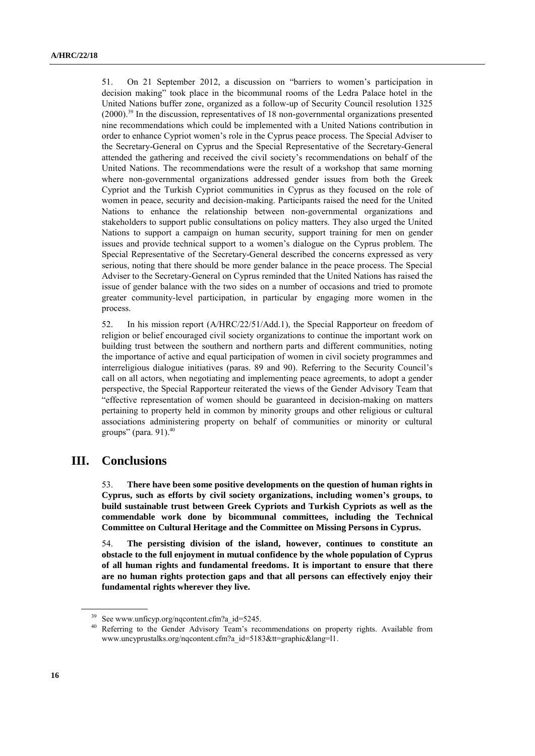51. On 21 September 2012, a discussion on "barriers to women's participation in decision making" took place in the bicommunal rooms of the Ledra Palace hotel in the United Nations buffer zone, organized as a follow-up of Security Council resolution 1325 (2000).[39] In the discussion, representatives of 18 non-governmental organizations presented nine recommendations which could be implemented with a United Nations contribution in order to enhance Cypriot women's role in the Cyprus peace process. The Special Adviser to the Secretary-General on Cyprus and the Special Representative of the Secretary-General attended the gathering and received the civil society's recommendations on behalf of the United Nations. The recommendations were the result of a workshop that same morning where non-governmental organizations addressed gender issues from both the Greek Cypriot and the Turkish Cypriot communities in Cyprus as they focused on the role of women in peace, security and decision-making. Participants raised the need for the United Nations to enhance the relationship between non-governmental organizations and stakeholders to support public consultations on policy matters. They also urged the United Nations to support a campaign on human security, support training for men on gender issues and provide technical support to a women's dialogue on the Cyprus problem. The Special Representative of the Secretary-General described the concerns expressed as very serious, noting that there should be more gender balance in the peace process. The Special Adviser to the Secretary-General on Cyprus reminded that the United Nations has raised the issue of gender balance with the two sides on a number of occasions and tried to promote greater community-level participation, in particular by engaging more women in the process.

52. In his mission report (A/HRC/22/51/Add.1), the Special Rapporteur on freedom of religion or belief encouraged civil society organizations to continue the important work on building trust between the southern and northern parts and different communities, noting the importance of active and equal participation of women in civil society programmes and interreligious dialogue initiatives (paras. 89 and 90). Referring to the Security Council's call on all actors, when negotiating and implementing peace agreements, to adopt a gender perspective, the Special Rapporteur reiterated the views of the Gender Advisory Team that "effective representation of women should be guaranteed in decision-making on matters pertaining to property held in common by minority groups and other religious or cultural associations administering property on behalf of communities or minority or cultural groups" (para. 91).[40]

# III. Conclusions

53. **There have been some positive developments on the question of human rights in Cyprus, such as efforts by civil society organizations, including women's groups, to build sustainable trust between Greek Cypriots and Turkish Cypriots as well as the commendable work done by bicommunal committees, including the Technical Committee on Cultural Heritage and the Committee on Missing Persons in Cyprus.**

54. **The persisting division of the island, however, continues to constitute an obstacle to the full enjoyment in mutual confidence by the whole population of Cyprus of all human rights and fundamental freedoms. It is important to ensure that there are no human rights protection gaps and that all persons can effectively enjoy their fundamental rights wherever they live.**

---

[39] See www.unficyp.org/nqcontent.cfm?a_id=5245.

[40] Referring to the Gender Advisory Team's recommendations on property rights. Available from www.uncyprustalks.org/nqcontent.cfm?a_id=5183&tt=graphic&lang=l1.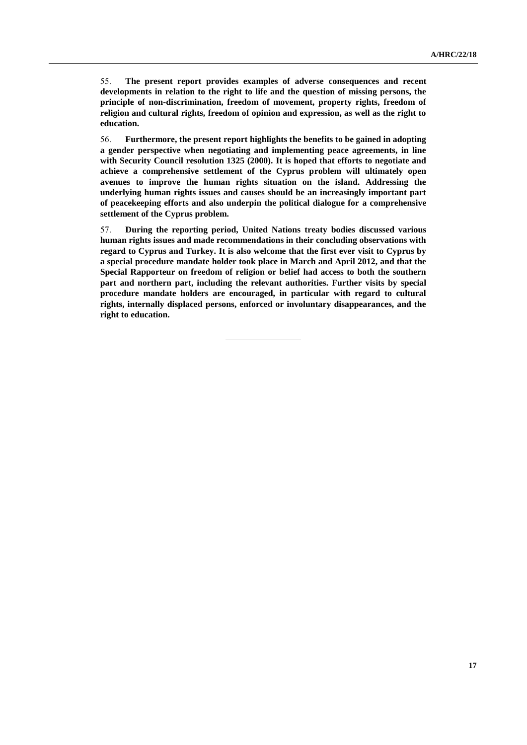55. **The present report provides examples of adverse consequences and recent developments in relation to the right to life and the question of missing persons, the principle of non-discrimination, freedom of movement, property rights, freedom of religion and cultural rights, freedom of opinion and expression, as well as the right to education.**

56. **Furthermore, the present report highlights the benefits to be gained in adopting a gender perspective when negotiating and implementing peace agreements, in line with Security Council resolution 1325 (2000). It is hoped that efforts to negotiate and achieve a comprehensive settlement of the Cyprus problem will ultimately open avenues to improve the human rights situation on the island. Addressing the underlying human rights issues and causes should be an increasingly important part of peacekeeping efforts and also underpin the political dialogue for a comprehensive settlement of the Cyprus problem.**

57. **During the reporting period, United Nations treaty bodies discussed various human rights issues and made recommendations in their concluding observations with regard to Cyprus and Turkey. It is also welcome that the first ever visit to Cyprus by a special procedure mandate holder took place in March and April 2012, and that the Special Rapporteur on freedom of religion or belief had access to both the southern part and northern part, including the relevant authorities. Further visits by special procedure mandate holders are encouraged, in particular with regard to cultural rights, internally displaced persons, enforced or involuntary disappearances, and the right to education.**